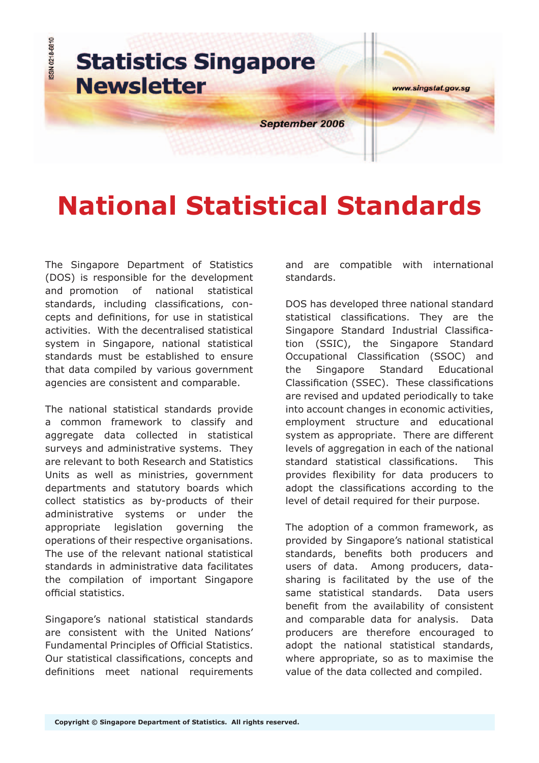# Statistics Singapore Newsletter

ISSN 0218-6810

www.singstat.gov.sg

September 2006

# National Statistical Standards

The Singapore Department of Statistics (DOS) is responsible for the development and promotion of national statistical standards, including classifications, concepts and definitions, for use in statistical activities. With the decentralised statistical system in Singapore, national statistical standards must be established to ensure that data compiled by various government agencies are consistent and comparable.

The national statistical standards provide a common framework to classify and aggregate data collected in statistical surveys and administrative systems. They are relevant to both Research and Statistics Units as well as ministries, government departments and statutory boards which collect statistics as by-products of their administrative systems or under the appropriate legislation governing the operations of their respective organisations. The use of the relevant national statistical standards in administrative data facilitates the compilation of important Singapore official statistics.

Singapore's national statistical standards are consistent with the United Nations' Fundamental Principles of Official Statistics. Our statistical classifications, concepts and definitions meet national requirements and are compatible with international standards.

DOS has developed three national standard statistical classifications. They are the Singapore Standard Industrial Classification (SSIC), the Singapore Standard Occupational Classification (SSOC) and the Singapore Standard Educational Classification (SSEC). These classifications are revised and updated periodically to take into account changes in economic activities, employment structure and educational system as appropriate. There are different levels of aggregation in each of the national standard statistical classifications. This provides flexibility for data producers to adopt the classifications according to the level of detail required for their purpose.

The adoption of a common framework, as provided by Singapore's national statistical standards, benefits both producers and users of data. Among producers, data-sharing is facilitated by the use of the same statistical standards. Data users benefit from the availability of consistent and comparable data for analysis. Data producers are therefore encouraged to adopt the national statistical standards, where appropriate, so as to maximise the value of the data collected and compiled.

**Copyright © Singapore Department of Statistics. All rights reserved.**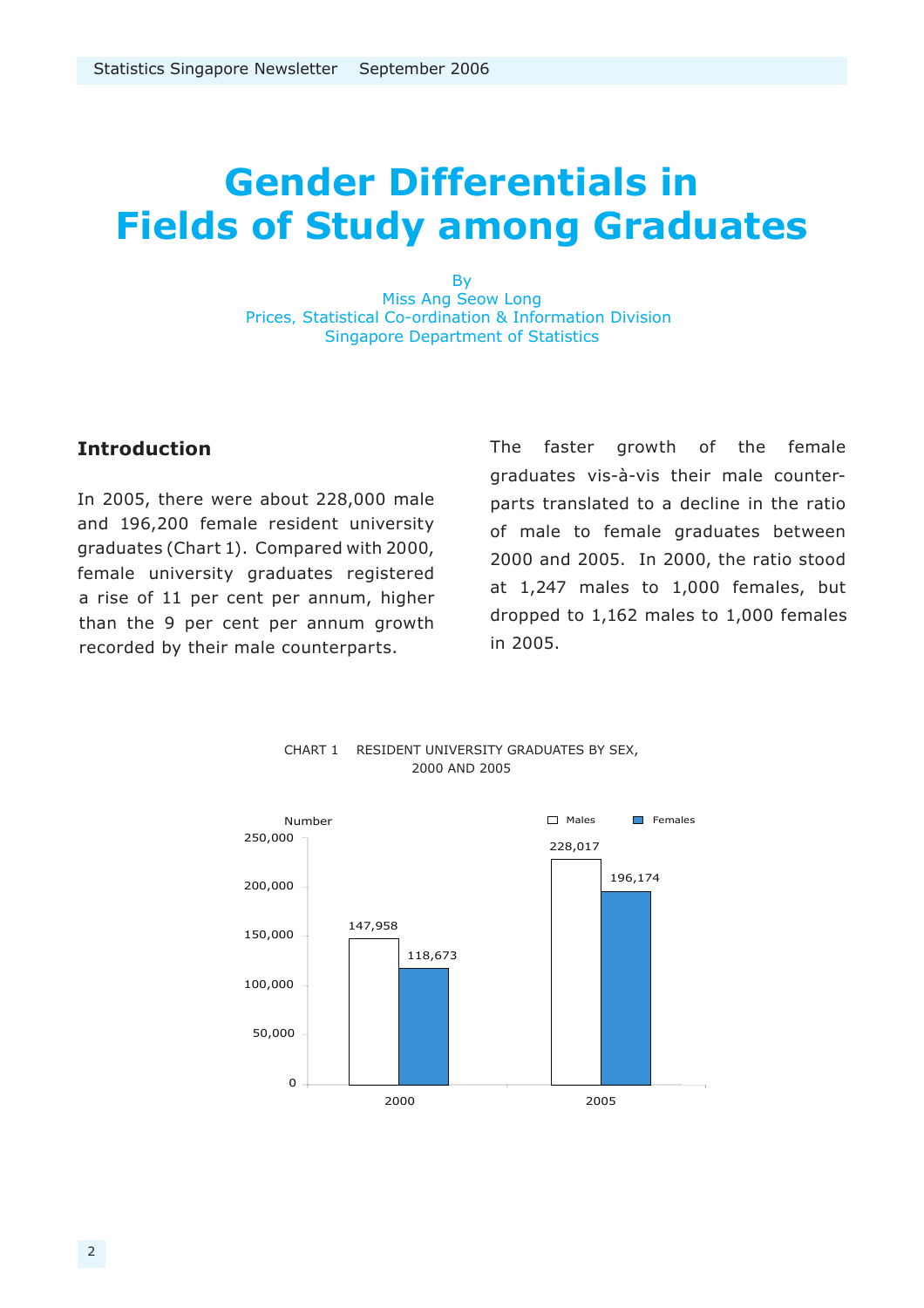# Gender Differentials in Fields of Study among Graduates

By
Miss Ang Seow Long
Prices, Statistical Co-ordination & Information Division
Singapore Department of Statistics

## Introduction

In 2005, there were about 228,000 male and 196,200 female resident university graduates (Chart 1). Compared with 2000, female university graduates registered a rise of 11 per cent per annum, higher than the 9 per cent per annum growth recorded by their male counterparts.

The faster growth of the female graduates vis-à-vis their male counterparts translated to a decline in the ratio of male to female graduates between 2000 and 2005. In 2000, the ratio stood at 1,247 males to 1,000 females, but dropped to 1,162 males to 1,000 females in 2005.

CHART 1 RESIDENT UNIVERSITY GRADUATES BY SEX, 2000 AND 2005

| Year | Males | Females |
|---|---|---|
| 2000 | 147,958 | 118,673 |
| 2005 | 228,017 | 196,174 |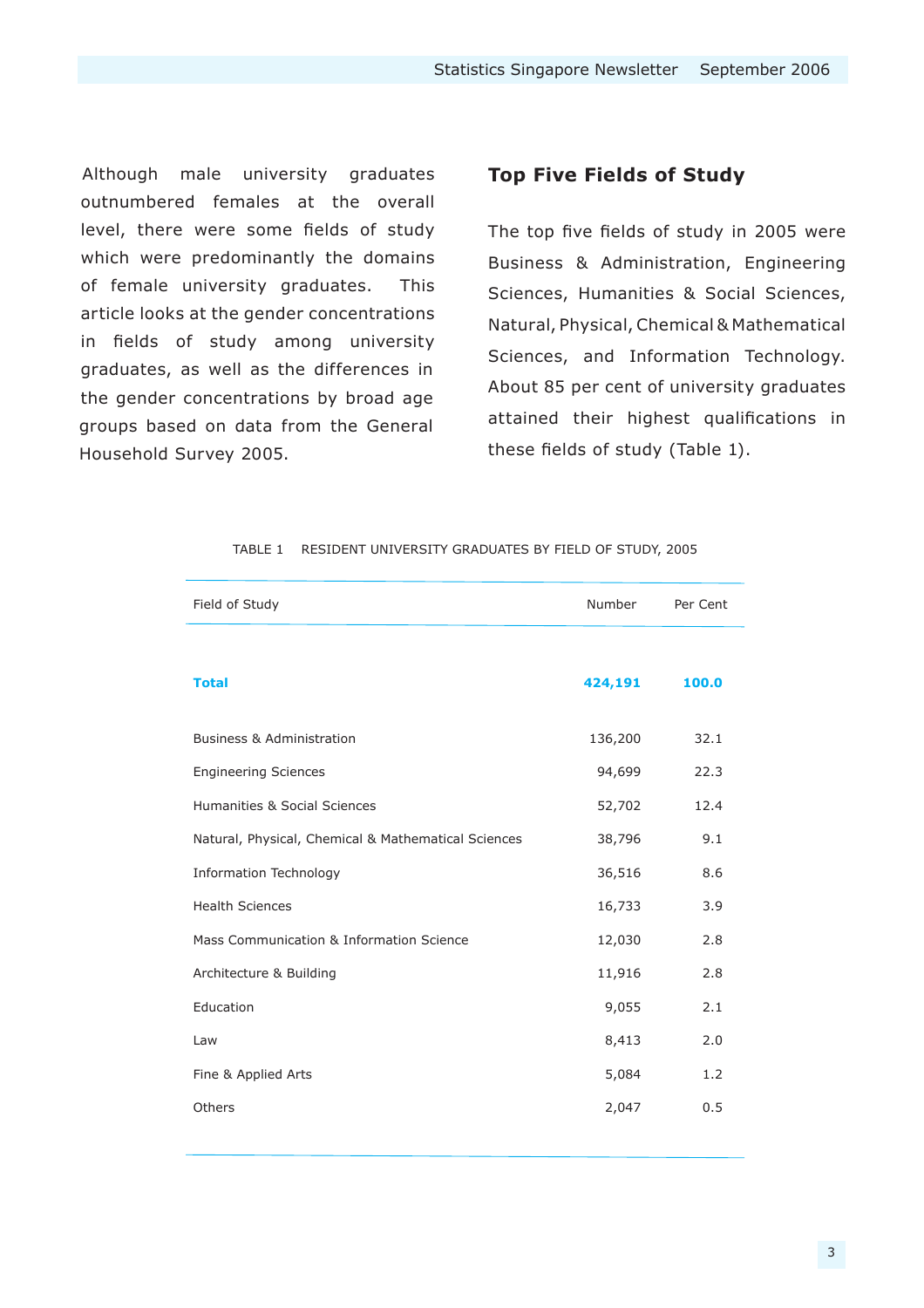Although male university graduates outnumbered females at the overall level, there were some fields of study which were predominantly the domains of female university graduates. This article looks at the gender concentrations in fields of study among university graduates, as well as the differences in the gender concentrations by broad age groups based on data from the General Household Survey 2005.

## Top Five Fields of Study

The top five fields of study in 2005 were Business & Administration, Engineering Sciences, Humanities & Social Sciences, Natural, Physical, Chemical & Mathematical Sciences, and Information Technology. About 85 per cent of university graduates attained their highest qualifications in these fields of study (Table 1).

TABLE 1 RESIDENT UNIVERSITY GRADUATES BY FIELD OF STUDY, 2005

| Field of Study | Number | Per Cent |
|---|---|---|
| **Total** | **424,191** | **100.0** |
| Business & Administration | 136,200 | 32.1 |
| Engineering Sciences | 94,699 | 22.3 |
| Humanities & Social Sciences | 52,702 | 12.4 |
| Natural, Physical, Chemical & Mathematical Sciences | 38,796 | 9.1 |
| Information Technology | 36,516 | 8.6 |
| Health Sciences | 16,733 | 3.9 |
| Mass Communication & Information Science | 12,030 | 2.8 |
| Architecture & Building | 11,916 | 2.8 |
| Education | 9,055 | 2.1 |
| Law | 8,413 | 2.0 |
| Fine & Applied Arts | 5,084 | 1.2 |
| Others | 2,047 | 0.5 |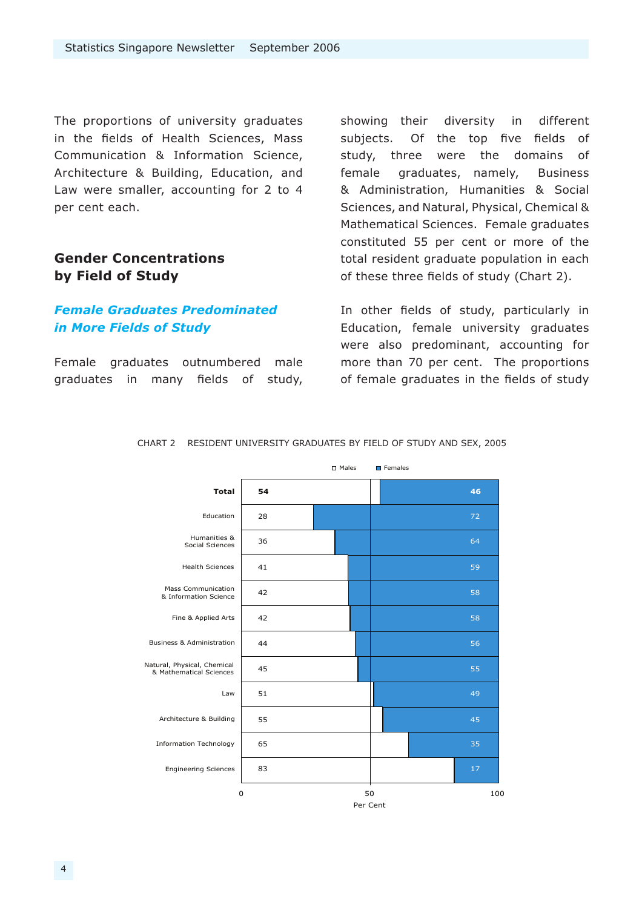The proportions of university graduates in the fields of Health Sciences, Mass Communication & Information Science, Architecture & Building, Education, and Law were smaller, accounting for 2 to 4 per cent each.

## Gender Concentrations by Field of Study

### *Female Graduates Predominated in More Fields of Study*

Female graduates outnumbered male graduates in many fields of study, showing their diversity in different subjects. Of the top five fields of study, three were the domains of female graduates, namely, Business & Administration, Humanities & Social Sciences, and Natural, Physical, Chemical & Mathematical Sciences. Female graduates constituted 55 per cent or more of the total resident graduate population in each of these three fields of study (Chart 2).

In other fields of study, particularly in Education, female university graduates were also predominant, accounting for more than 70 per cent. The proportions of female graduates in the fields of study

CHART 2 RESIDENT UNIVERSITY GRADUATES BY FIELD OF STUDY AND SEX, 2005

| Field of Study | Males (Per Cent) | Females (Per Cent) |
|---|---|---|
| **Total** | **54** | **46** |
| Education | 28 | 72 |
| Humanities & Social Sciences | 36 | 64 |
| Health Sciences | 41 | 59 |
| Mass Communication & Information Science | 42 | 58 |
| Fine & Applied Arts | 42 | 58 |
| Business & Administration | 44 | 56 |
| Natural, Physical, Chemical & Mathematical Sciences | 45 | 55 |
| Law | 51 | 49 |
| Architecture & Building | 55 | 45 |
| Information Technology | 65 | 35 |
| Engineering Sciences | 83 | 17 |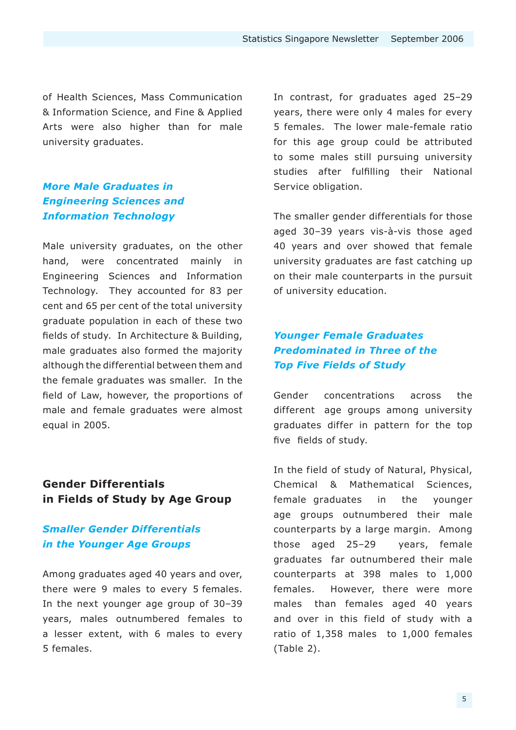of Health Sciences, Mass Communication & Information Science, and Fine & Applied Arts were also higher than for male university graduates.

### *More Male Graduates in Engineering Sciences and Information Technology*

Male university graduates, on the other hand, were concentrated mainly in Engineering Sciences and Information Technology. They accounted for 83 per cent and 65 per cent of the total university graduate population in each of these two fields of study. In Architecture & Building, male graduates also formed the majority although the differential between them and the female graduates was smaller. In the field of Law, however, the proportions of male and female graduates were almost equal in 2005.

## Gender Differentials in Fields of Study by Age Group

### *Smaller Gender Differentials in the Younger Age Groups*

Among graduates aged 40 years and over, there were 9 males to every 5 females. In the next younger age group of 30–39 years, males outnumbered females to a lesser extent, with 6 males to every 5 females.

In contrast, for graduates aged 25–29 years, there were only 4 males for every 5 females. The lower male-female ratio for this age group could be attributed to some males still pursuing university studies after fulfilling their National Service obligation.

The smaller gender differentials for those aged 30–39 years vis-à-vis those aged 40 years and over showed that female university graduates are fast catching up on their male counterparts in the pursuit of university education.

### *Younger Female Graduates Predominated in Three of the Top Five Fields of Study*

Gender concentrations across the different age groups among university graduates differ in pattern for the top five fields of study.

In the field of study of Natural, Physical, Chemical & Mathematical Sciences, female graduates in the younger age groups outnumbered their male counterparts by a large margin. Among those aged 25–29 years, female graduates far outnumbered their male counterparts at 398 males to 1,000 females. However, there were more males than females aged 40 years and over in this field of study with a ratio of 1,358 males to 1,000 females (Table 2).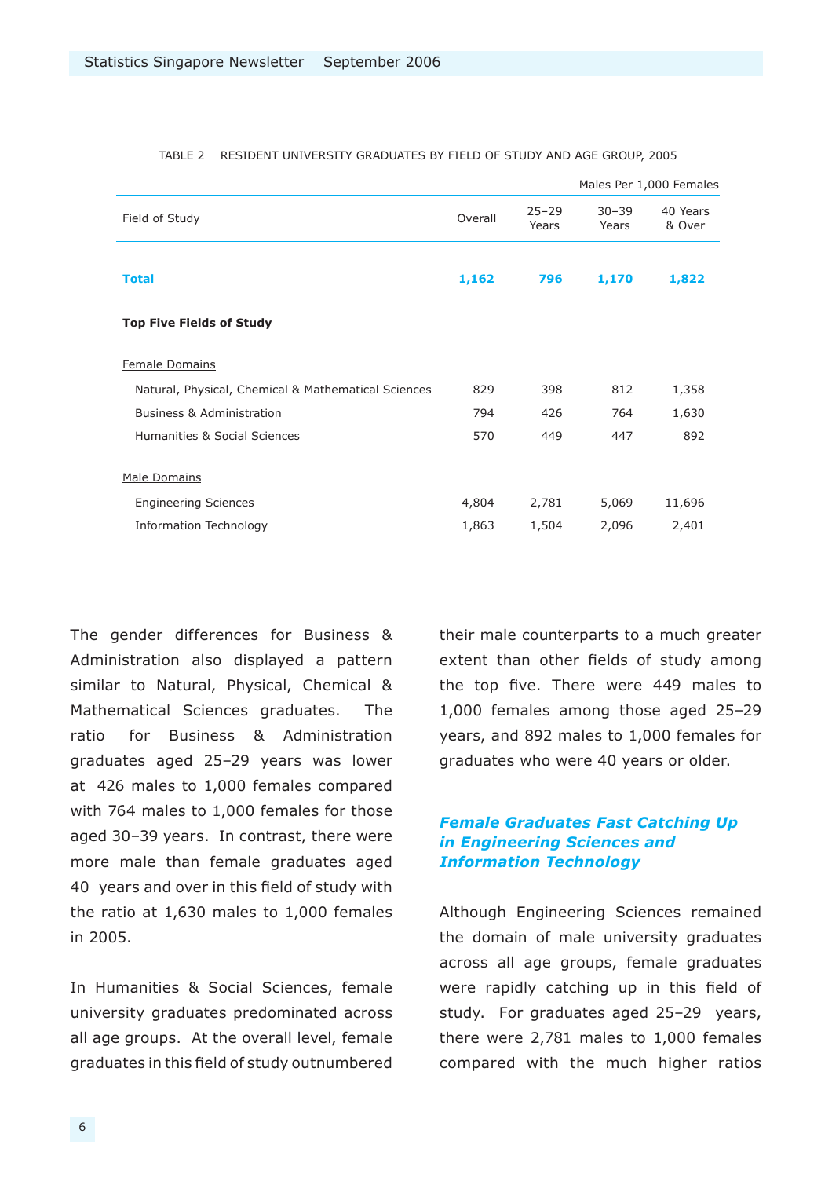TABLE 2 RESIDENT UNIVERSITY GRADUATES BY FIELD OF STUDY AND AGE GROUP, 2005

Males Per 1,000 Females

| Field of Study | Overall | 25–29 Years | 30–39 Years | 40 Years & Over |
|---|---|---|---|---|
| **Total** | **1,162** | **796** | **1,170** | **1,822** |
| **Top Five Fields of Study** | | | | |
| Female Domains | | | | |
| Natural, Physical, Chemical & Mathematical Sciences | 829 | 398 | 812 | 1,358 |
| Business & Administration | 794 | 426 | 764 | 1,630 |
| Humanities & Social Sciences | 570 | 449 | 447 | 892 |
| Male Domains | | | | |
| Engineering Sciences | 4,804 | 2,781 | 5,069 | 11,696 |
| Information Technology | 1,863 | 1,504 | 2,096 | 2,401 |

The gender differences for Business & Administration also displayed a pattern similar to Natural, Physical, Chemical & Mathematical Sciences graduates. The ratio for Business & Administration graduates aged 25–29 years was lower at 426 males to 1,000 females compared with 764 males to 1,000 females for those aged 30–39 years. In contrast, there were more male than female graduates aged 40 years and over in this field of study with the ratio at 1,630 males to 1,000 females in 2005.

In Humanities & Social Sciences, female university graduates predominated across all age groups. At the overall level, female graduates in this field of study outnumbered their male counterparts to a much greater extent than other fields of study among the top five. There were 449 males to 1,000 females among those aged 25–29 years, and 892 males to 1,000 females for graduates who were 40 years or older.

### *Female Graduates Fast Catching Up in Engineering Sciences and Information Technology*

Although Engineering Sciences remained the domain of male university graduates across all age groups, female graduates were rapidly catching up in this field of study. For graduates aged 25–29 years, there were 2,781 males to 1,000 females compared with the much higher ratios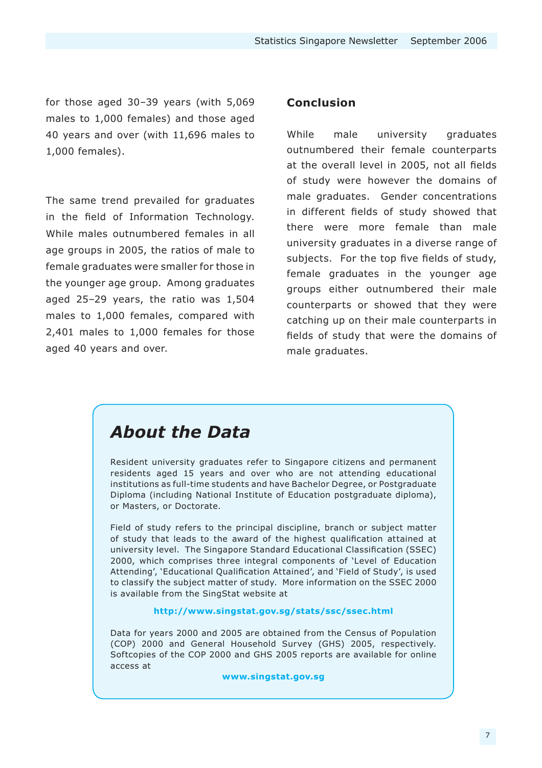for those aged 30–39 years (with 5,069 males to 1,000 females) and those aged 40 years and over (with 11,696 males to 1,000 females).

The same trend prevailed for graduates in the field of Information Technology. While males outnumbered females in all age groups in 2005, the ratios of male to female graduates were smaller for those in the younger age group. Among graduates aged 25–29 years, the ratio was 1,504 males to 1,000 females, compared with 2,401 males to 1,000 females for those aged 40 years and over.

## Conclusion

While male university graduates outnumbered their female counterparts at the overall level in 2005, not all fields of study were however the domains of male graduates. Gender concentrations in different fields of study showed that there were more female than male university graduates in a diverse range of subjects. For the top five fields of study, female graduates in the younger age groups either outnumbered their male counterparts or showed that they were catching up on their male counterparts in fields of study that were the domains of male graduates.

## *About the Data*

Resident university graduates refer to Singapore citizens and permanent residents aged 15 years and over who are not attending educational institutions as full-time students and have Bachelor Degree, or Postgraduate Diploma (including National Institute of Education postgraduate diploma), or Masters, or Doctorate.

Field of study refers to the principal discipline, branch or subject matter of study that leads to the award of the highest qualification attained at university level. The Singapore Standard Educational Classification (SSEC) 2000, which comprises three integral components of 'Level of Education Attending', 'Educational Qualification Attained', and 'Field of Study', is used to classify the subject matter of study. More information on the SSEC 2000 is available from the SingStat website at

**http://www.singstat.gov.sg/stats/ssc/ssec.html**

Data for years 2000 and 2005 are obtained from the Census of Population (COP) 2000 and General Household Survey (GHS) 2005, respectively. Softcopies of the COP 2000 and GHS 2005 reports are available for online access at

**www.singstat.gov.sg**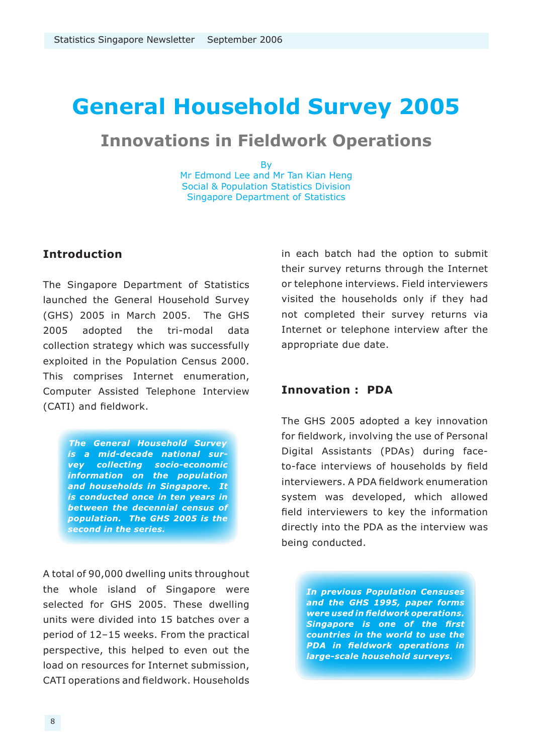# General Household Survey 2005

## Innovations in Fieldwork Operations

By
Mr Edmond Lee and Mr Tan Kian Heng
Social & Population Statistics Division
Singapore Department of Statistics

### Introduction

The Singapore Department of Statistics launched the General Household Survey (GHS) 2005 in March 2005. The GHS 2005 adopted the tri-modal data collection strategy which was successfully exploited in the Population Census 2000. This comprises Internet enumeration, Computer Assisted Telephone Interview (CATI) and fieldwork.

***The General Household Survey is a mid-decade national survey collecting socio-economic information on the population and households in Singapore. It is conducted once in ten years in between the decennial census of population. The GHS 2005 is the second in the series.***

A total of 90,000 dwelling units throughout the whole island of Singapore were selected for GHS 2005. These dwelling units were divided into 15 batches over a period of 12–15 weeks. From the practical perspective, this helped to even out the load on resources for Internet submission, CATI operations and fieldwork. Households in each batch had the option to submit their survey returns through the Internet or telephone interviews. Field interviewers visited the households only if they had not completed their survey returns via Internet or telephone interview after the appropriate due date.

### Innovation : PDA

The GHS 2005 adopted a key innovation for fieldwork, involving the use of Personal Digital Assistants (PDAs) during face-to-face interviews of households by field interviewers. A PDA fieldwork enumeration system was developed, which allowed field interviewers to key the information directly into the PDA as the interview was being conducted.

***In previous Population Censuses and the GHS 1995, paper forms were used in fieldwork operations. Singapore is one of the first countries in the world to use the PDA in fieldwork operations in large-scale household surveys.***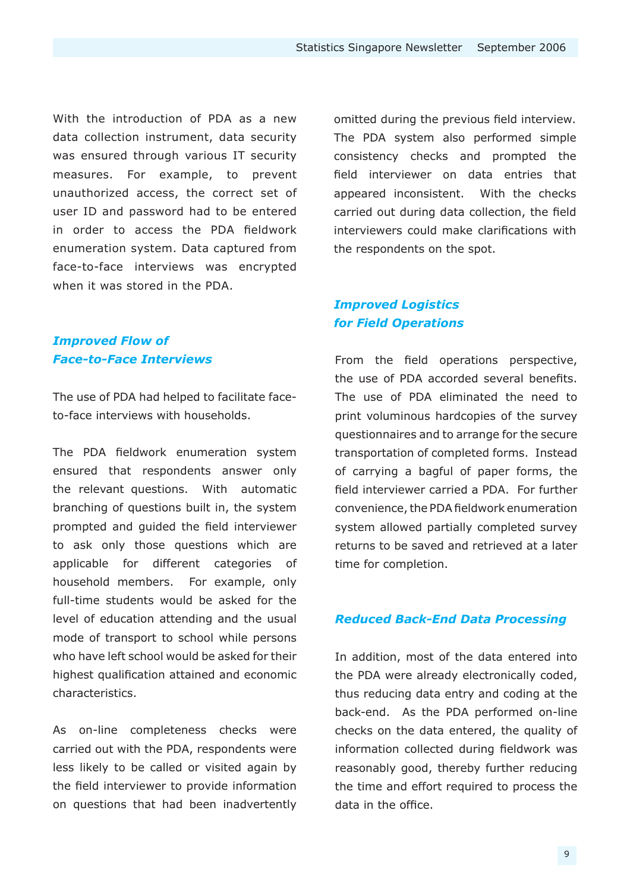With the introduction of PDA as a new data collection instrument, data security was ensured through various IT security measures. For example, to prevent unauthorized access, the correct set of user ID and password had to be entered in order to access the PDA fieldwork enumeration system. Data captured from face-to-face interviews was encrypted when it was stored in the PDA.

### *Improved Flow of Face-to-Face Interviews*

The use of PDA had helped to facilitate face-to-face interviews with households.

The PDA fieldwork enumeration system ensured that respondents answer only the relevant questions. With automatic branching of questions built in, the system prompted and guided the field interviewer to ask only those questions which are applicable for different categories of household members. For example, only full-time students would be asked for the level of education attending and the usual mode of transport to school while persons who have left school would be asked for their highest qualification attained and economic characteristics.

As on-line completeness checks were carried out with the PDA, respondents were less likely to be called or visited again by the field interviewer to provide information on questions that had been inadvertently omitted during the previous field interview. The PDA system also performed simple consistency checks and prompted the field interviewer on data entries that appeared inconsistent. With the checks carried out during data collection, the field interviewers could make clarifications with the respondents on the spot.

### *Improved Logistics for Field Operations*

From the field operations perspective, the use of PDA accorded several benefits. The use of PDA eliminated the need to print voluminous hardcopies of the survey questionnaires and to arrange for the secure transportation of completed forms. Instead of carrying a bagful of paper forms, the field interviewer carried a PDA. For further convenience, the PDA fieldwork enumeration system allowed partially completed survey returns to be saved and retrieved at a later time for completion.

### *Reduced Back-End Data Processing*

In addition, most of the data entered into the PDA were already electronically coded, thus reducing data entry and coding at the back-end. As the PDA performed on-line checks on the data entered, the quality of information collected during fieldwork was reasonably good, thereby further reducing the time and effort required to process the data in the office.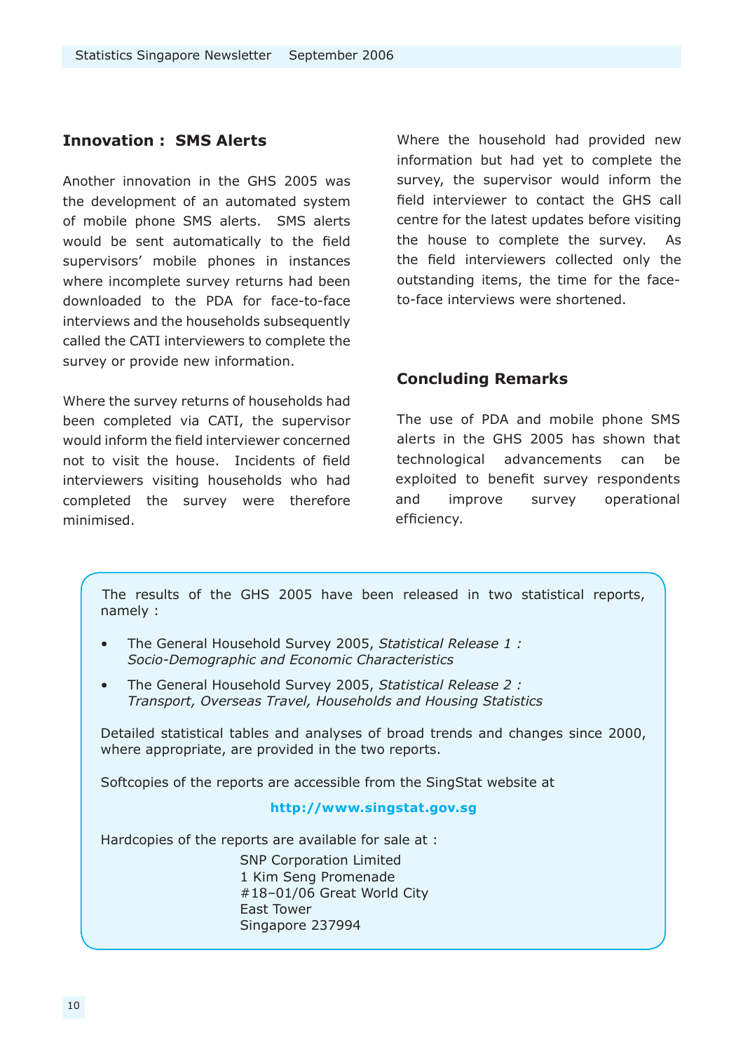## Innovation : SMS Alerts

Another innovation in the GHS 2005 was the development of an automated system of mobile phone SMS alerts. SMS alerts would be sent automatically to the field supervisors' mobile phones in instances where incomplete survey returns had been downloaded to the PDA for face-to-face interviews and the households subsequently called the CATI interviewers to complete the survey or provide new information.

Where the survey returns of households had been completed via CATI, the supervisor would inform the field interviewer concerned not to visit the house. Incidents of field interviewers visiting households who had completed the survey were therefore minimised.

Where the household had provided new information but had yet to complete the survey, the supervisor would inform the field interviewer to contact the GHS call centre for the latest updates before visiting the house to complete the survey. As the field interviewers collected only the outstanding items, the time for the face-to-face interviews were shortened.

## Concluding Remarks

The use of PDA and mobile phone SMS alerts in the GHS 2005 has shown that technological advancements can be exploited to benefit survey respondents and improve survey operational efficiency.

The results of the GHS 2005 have been released in two statistical reports, namely :

- The General Household Survey 2005, *Statistical Release 1 : Socio-Demographic and Economic Characteristics*
- The General Household Survey 2005, *Statistical Release 2 : Transport, Overseas Travel, Households and Housing Statistics*

Detailed statistical tables and analyses of broad trends and changes since 2000, where appropriate, are provided in the two reports.

Softcopies of the reports are accessible from the SingStat website at

**http://www.singstat.gov.sg**

Hardcopies of the reports are available for sale at :

SNP Corporation Limited
1 Kim Seng Promenade
#18–01/06 Great World City
East Tower
Singapore 237994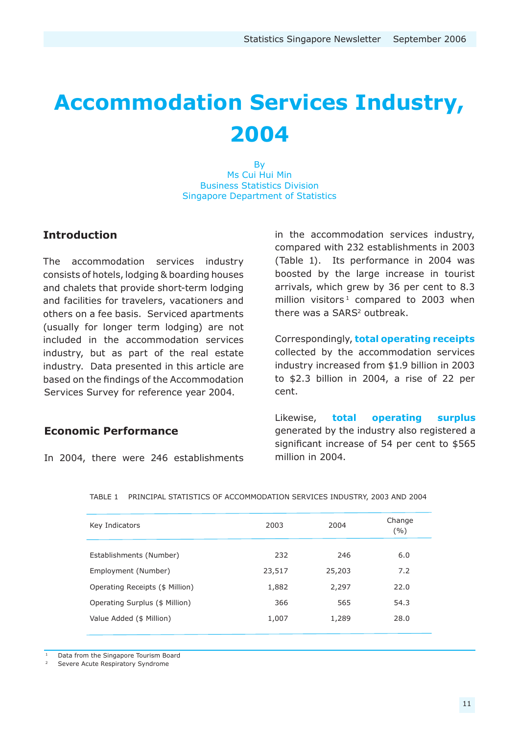# Accommodation Services Industry, 2004

By
Ms Cui Hui Min
Business Statistics Division
Singapore Department of Statistics

## Introduction

The accommodation services industry consists of hotels, lodging & boarding houses and chalets that provide short-term lodging and facilities for travelers, vacationers and others on a fee basis. Serviced apartments (usually for longer term lodging) are not included in the accommodation services industry, but as part of the real estate industry. Data presented in this article are based on the findings of the Accommodation Services Survey for reference year 2004.

## Economic Performance

In 2004, there were 246 establishments in the accommodation services industry, compared with 232 establishments in 2003 (Table 1). Its performance in 2004 was boosted by the large increase in tourist arrivals, which grew by 36 per cent to 8.3 million visitors[1] compared to 2003 when there was a SARS[2] outbreak.

Correspondingly, **total operating receipts** collected by the accommodation services industry increased from $1.9 billion in 2003 to $2.3 billion in 2004, a rise of 22 per cent.

Likewise, **total operating surplus** generated by the industry also registered a significant increase of 54 per cent to $565 million in 2004.

TABLE 1 PRINCIPAL STATISTICS OF ACCOMMODATION SERVICES INDUSTRY, 2003 AND 2004

| Key Indicators | 2003 | 2004 | Change (%) |
|---|---|---|---|
| Establishments (Number) | 232 | 246 | 6.0 |
| Employment (Number) | 23,517 | 25,203 | 7.2 |
| Operating Receipts ($ Million) | 1,882 | 2,297 | 22.0 |
| Operating Surplus ($ Million) | 366 | 565 | 54.3 |
| Value Added ($ Million) | 1,007 | 1,289 | 28.0 |

[1] Data from the Singapore Tourism Board
[2] Severe Acute Respiratory Syndrome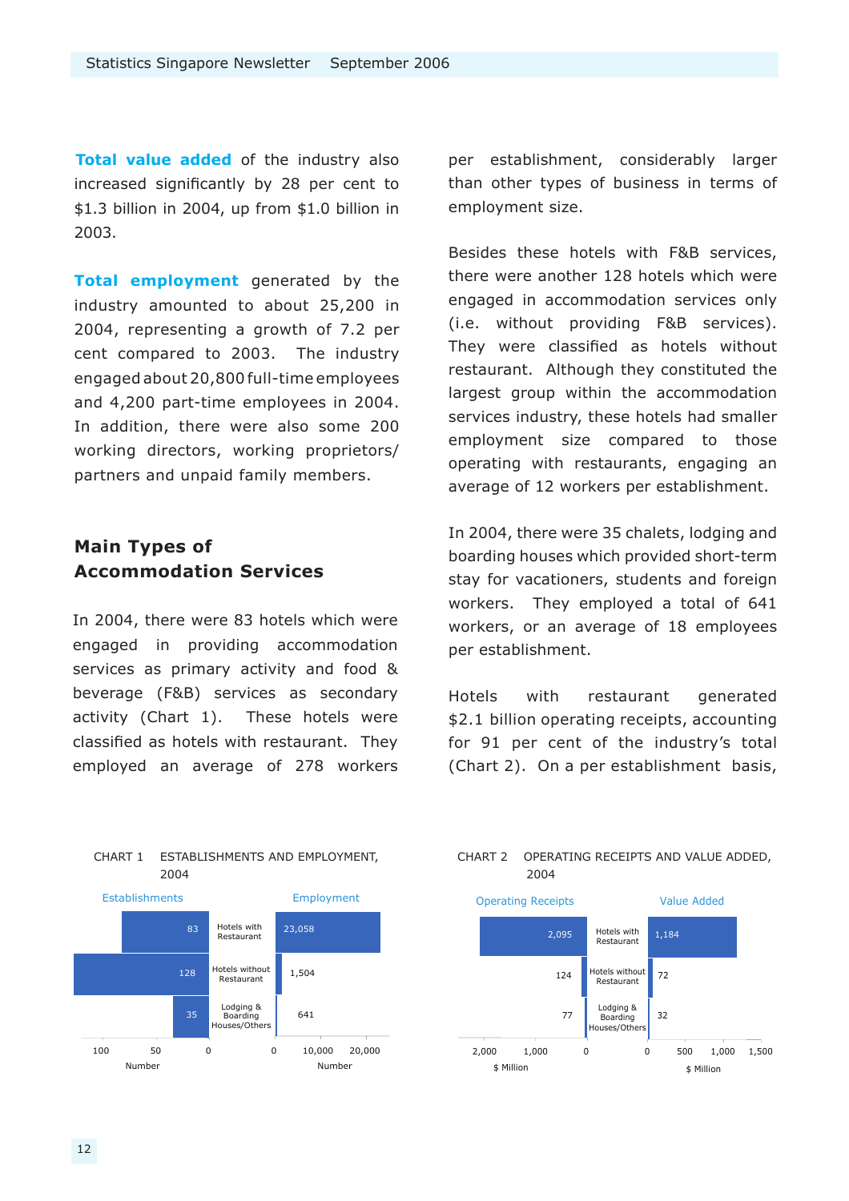**Total value added** of the industry also increased significantly by 28 per cent to $1.3 billion in 2004, up from $1.0 billion in 2003.

**Total employment** generated by the industry amounted to about 25,200 in 2004, representing a growth of 7.2 per cent compared to 2003. The industry engaged about 20,800 full-time employees and 4,200 part-time employees in 2004. In addition, there were also some 200 working directors, working proprietors/ partners and unpaid family members.

## Main Types of Accommodation Services

In 2004, there were 83 hotels which were engaged in providing accommodation services as primary activity and food & beverage (F&B) services as secondary activity (Chart 1). These hotels were classified as hotels with restaurant. They employed an average of 278 workers per establishment, considerably larger than other types of business in terms of employment size.

Besides these hotels with F&B services, there were another 128 hotels which were engaged in accommodation services only (i.e. without providing F&B services). They were classified as hotels without restaurant. Although they constituted the largest group within the accommodation services industry, these hotels had smaller employment size compared to those operating with restaurants, engaging an average of 12 workers per establishment.

In 2004, there were 35 chalets, lodging and boarding houses which provided short-term stay for vacationers, students and foreign workers. They employed a total of 641 workers, or an average of 18 employees per establishment.

Hotels with restaurant generated $2.1 billion operating receipts, accounting for 91 per cent of the industry's total (Chart 2). On a per establishment basis,

CHART 1 ESTABLISHMENTS AND EMPLOYMENT, 2004

| Establishments (Number) | | Employment (Number) |
|---|---|---|
| 83 | Hotels with Restaurant | 23,058 |
| 128 | Hotels without Restaurant | 1,504 |
| 35 | Lodging & Boarding Houses/Others | 641 |

CHART 2 OPERATING RECEIPTS AND VALUE ADDED, 2004

| Operating Receipts ($ Million) | | Value Added ($ Million) |
|---|---|---|
| 2,095 | Hotels with Restaurant | 1,184 |
| 124 | Hotels without Restaurant | 72 |
| 77 | Lodging & Boarding Houses/Others | 32 |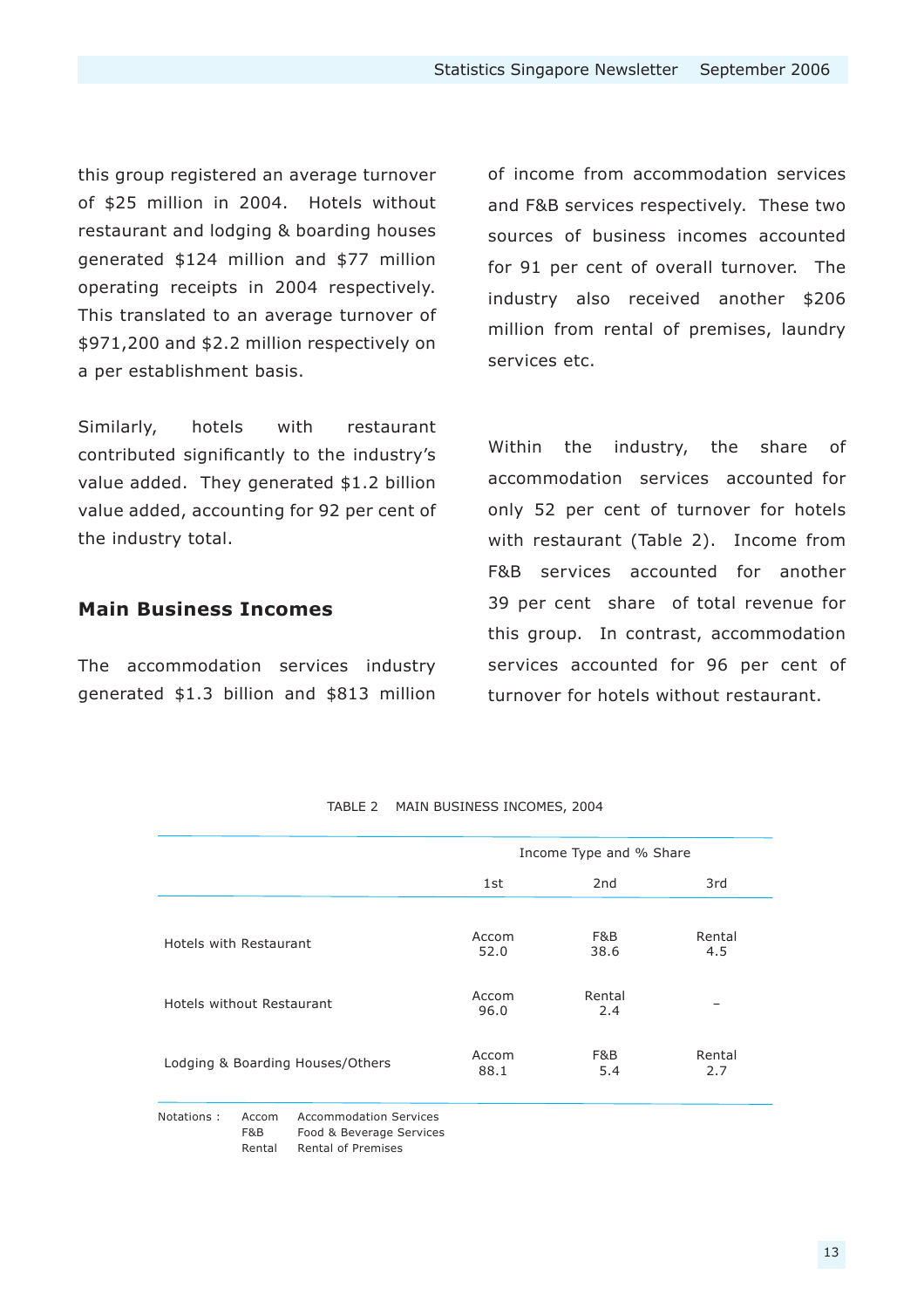this group registered an average turnover of $25 million in 2004. Hotels without restaurant and lodging & boarding houses generated $124 million and $77 million operating receipts in 2004 respectively. This translated to an average turnover of $971,200 and $2.2 million respectively on a per establishment basis.

Similarly, hotels with restaurant contributed significantly to the industry's value added. They generated $1.2 billion value added, accounting for 92 per cent of the industry total.

## Main Business Incomes

The accommodation services industry generated $1.3 billion and $813 million of income from accommodation services and F&B services respectively. These two sources of business incomes accounted for 91 per cent of overall turnover. The industry also received another $206 million from rental of premises, laundry services etc.

Within the industry, the share of accommodation services accounted for only 52 per cent of turnover for hotels with restaurant (Table 2). Income from F&B services accounted for another 39 per cent share of total revenue for this group. In contrast, accommodation services accounted for 96 per cent of turnover for hotels without restaurant.

TABLE 2 MAIN BUSINESS INCOMES, 2004

| | Income Type and % Share | | |
|---|---|---|---|
| | 1st | 2nd | 3rd |
| Hotels with Restaurant | Accom 52.0 | F&B 38.6 | Rental 4.5 |
| Hotels without Restaurant | Accom 96.0 | Rental 2.4 | – |
| Lodging & Boarding Houses/Others | Accom 88.1 | F&B 5.4 | Rental 2.7 |

Notations :
- Accom – Accommodation Services
- F&B – Food & Beverage Services
- Rental – Rental of Premises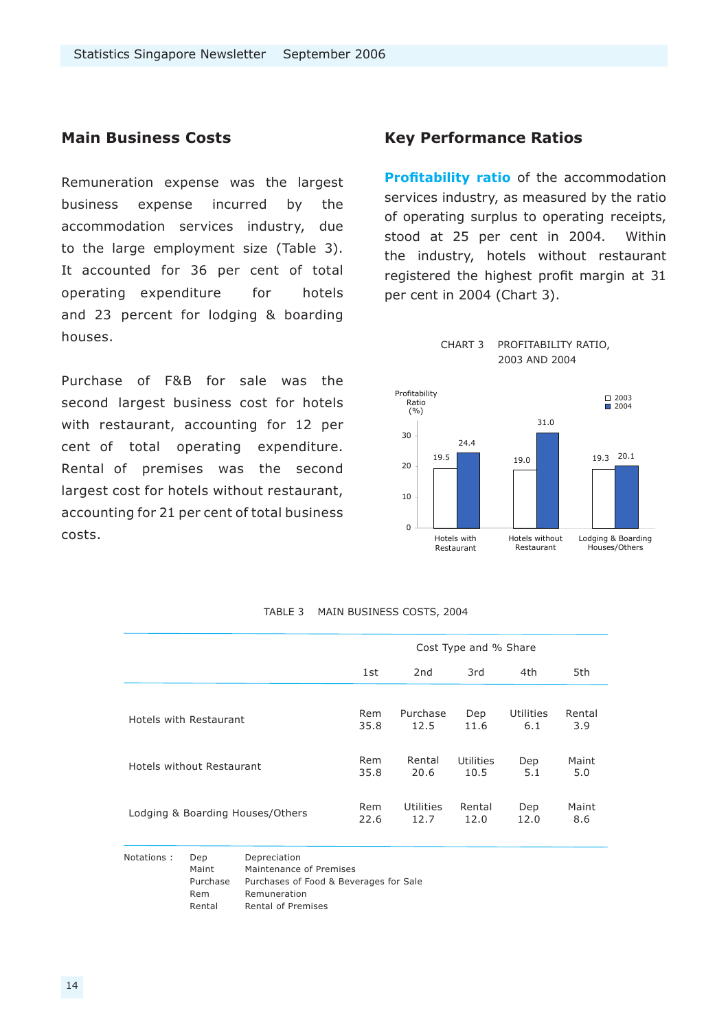## Main Business Costs

Remuneration expense was the largest business expense incurred by the accommodation services industry, due to the large employment size (Table 3). It accounted for 36 per cent of total operating expenditure for hotels and 23 percent for lodging & boarding houses.

Purchase of F&B for sale was the second largest business cost for hotels with restaurant, accounting for 12 per cent of total operating expenditure. Rental of premises was the second largest cost for hotels without restaurant, accounting for 21 per cent of total business costs.

## Key Performance Ratios

**Profitability ratio** of the accommodation services industry, as measured by the ratio of operating surplus to operating receipts, stood at 25 per cent in 2004. Within the industry, hotels without restaurant registered the highest profit margin at 31 per cent in 2004 (Chart 3).

CHART 3 PROFITABILITY RATIO, 2003 AND 2004

Profitability Ratio (%)

| | 2003 | 2004 |
|---|---|---|
| Hotels with Restaurant | 19.5 | 24.4 |
| Hotels without Restaurant | 19.0 | 31.0 |
| Lodging & Boarding Houses/Others | 19.3 | 20.1 |

TABLE 3 MAIN BUSINESS COSTS, 2004

| | Cost Type and % Share | | | | |
|---|---|---|---|---|---|
| | 1st | 2nd | 3rd | 4th | 5th |
| Hotels with Restaurant | Rem 35.8 | Purchase 12.5 | Dep 11.6 | Utilities 6.1 | Rental 3.9 |
| Hotels without Restaurant | Rem 35.8 | Rental 20.6 | Utilities 10.5 | Dep 5.1 | Maint 5.0 |
| Lodging & Boarding Houses/Others | Rem 22.6 | Utilities 12.7 | Rental 12.0 | Dep 12.0 | Maint 8.6 |

Notations :
- Dep — Depreciation
- Maint — Maintenance of Premises
- Purchase — Purchases of Food & Beverages for Sale
- Rem — Remuneration
- Rental — Rental of Premises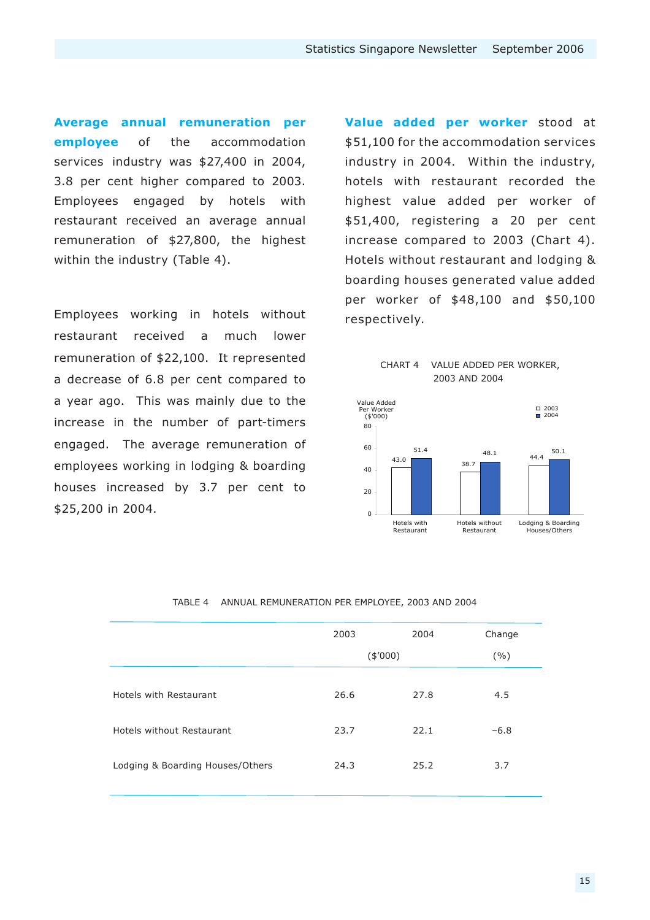**Average annual remuneration per employee** of the accommodation services industry was $27,400 in 2004, 3.8 per cent higher compared to 2003. Employees engaged by hotels with restaurant received an average annual remuneration of $27,800, the highest within the industry (Table 4).

Employees working in hotels without restaurant received a much lower remuneration of $22,100. It represented a decrease of 6.8 per cent compared to a year ago. This was mainly due to the increase in the number of part-timers engaged. The average remuneration of employees working in lodging & boarding houses increased by 3.7 per cent to $25,200 in 2004.

**Value added per worker** stood at $51,100 for the accommodation services industry in 2004. Within the industry, hotels with restaurant recorded the highest value added per worker of $51,400, registering a 20 per cent increase compared to 2003 (Chart 4). Hotels without restaurant and lodging & boarding houses generated value added per worker of $48,100 and $50,100 respectively.

CHART 4 VALUE ADDED PER WORKER, 2003 AND 2004

Value Added Per Worker ($'000)

| | 2003 | 2004 |
|---|---|---|
| Hotels with Restaurant | 43.0 | 51.4 |
| Hotels without Restaurant | 38.7 | 48.1 |
| Lodging & Boarding Houses/Others | 44.4 | 50.1 |

TABLE 4 ANNUAL REMUNERATION PER EMPLOYEE, 2003 AND 2004

| | 2003 | 2004 | Change |
|---|---|---|---|
| | ($'000) | | (%) |
| Hotels with Restaurant | 26.6 | 27.8 | 4.5 |
| Hotels without Restaurant | 23.7 | 22.1 | -6.8 |
| Lodging & Boarding Houses/Others | 24.3 | 25.2 | 3.7 |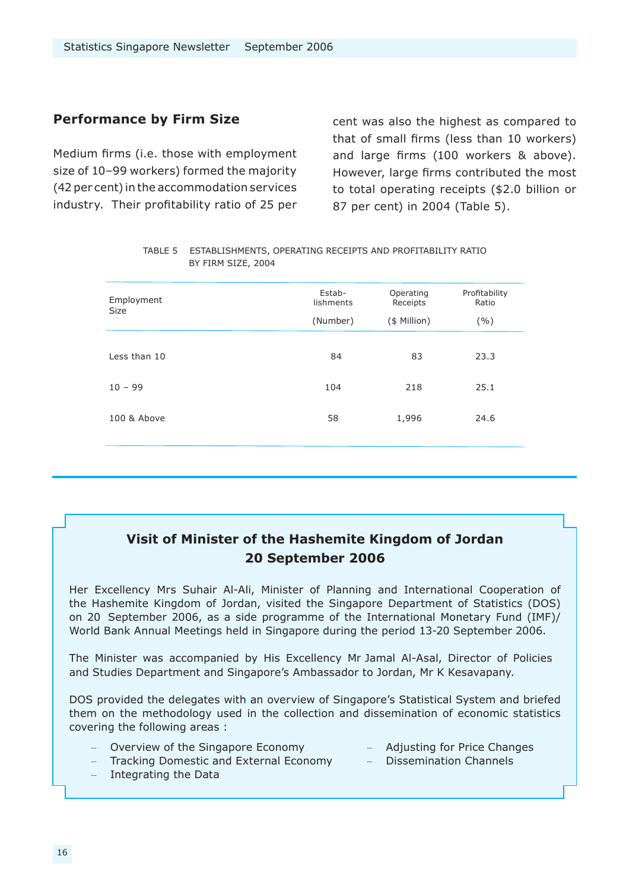## Performance by Firm Size

Medium firms (i.e. those with employment size of 10–99 workers) formed the majority (42 per cent) in the accommodation services industry. Their profitability ratio of 25 per cent was also the highest as compared to that of small firms (less than 10 workers) and large firms (100 workers & above). However, large firms contributed the most to total operating receipts ($2.0 billion or 87 per cent) in 2004 (Table 5).

TABLE 5 ESTABLISHMENTS, OPERATING RECEIPTS AND PROFITABILITY RATIO BY FIRM SIZE, 2004

| Employment Size | Establishments (Number) | Operating Receipts ($ Million) | Profitability Ratio (%) |
|---|---|---|---|
| Less than 10 | 84 | 83 | 23.3 |
| 10 – 99 | 104 | 218 | 25.1 |
| 100 & Above | 58 | 1,996 | 24.6 |

## Visit of Minister of the Hashemite Kingdom of Jordan 20 September 2006

Her Excellency Mrs Suhair Al-Ali, Minister of Planning and International Cooperation of the Hashemite Kingdom of Jordan, visited the Singapore Department of Statistics (DOS) on 20 September 2006, as a side programme of the International Monetary Fund (IMF)/ World Bank Annual Meetings held in Singapore during the period 13-20 September 2006.

The Minister was accompanied by His Excellency Mr Jamal Al-Asal, Director of Policies and Studies Department and Singapore's Ambassador to Jordan, Mr K Kesavapany.

DOS provided the delegates with an overview of Singapore's Statistical System and briefed them on the methodology used in the collection and dissemination of economic statistics covering the following areas :

- Overview of the Singapore Economy
- Tracking Domestic and External Economy
- Integrating the Data
- Adjusting for Price Changes
- Dissemination Channels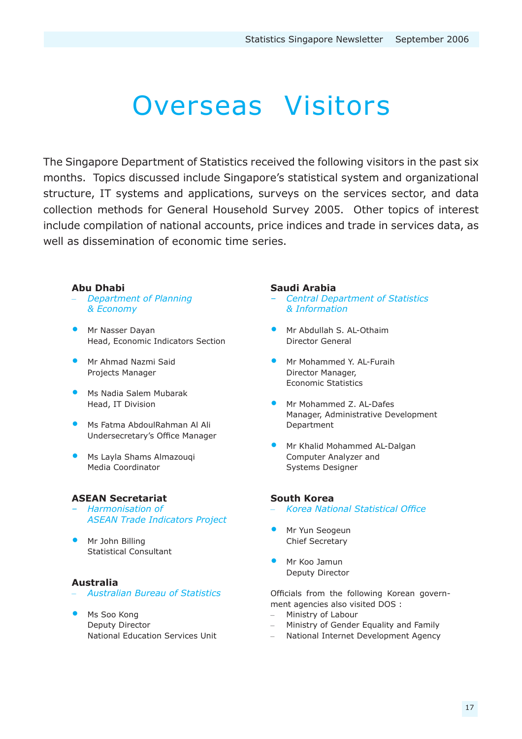# Overseas Visitors

The Singapore Department of Statistics received the following visitors in the past six months. Topics discussed include Singapore's statistical system and organizational structure, IT systems and applications, surveys on the services sector, and data collection methods for General Household Survey 2005. Other topics of interest include compilation of national accounts, price indices and trade in services data, as well as dissemination of economic time series.

### Abu Dhabi

– *Department of Planning & Economy*

- Mr Nasser Dayan
  Head, Economic Indicators Section
- Mr Ahmad Nazmi Said
  Projects Manager
- Ms Nadia Salem Mubarak
  Head, IT Division
- Ms Fatma AbdoulRahman Al Ali
  Undersecretary's Office Manager
- Ms Layla Shams Almazouqi
  Media Coordinator

### ASEAN Secretariat

– *Harmonisation of ASEAN Trade Indicators Project*

- Mr John Billing
  Statistical Consultant

### Australia

– *Australian Bureau of Statistics*

- Ms Soo Kong
  Deputy Director
  National Education Services Unit

### Saudi Arabia

– *Central Department of Statistics & Information*

- Mr Abdullah S. AL-Othaim
  Director General
- Mr Mohammed Y. AL-Furaih
  Director Manager,
  Economic Statistics
- Mr Mohammed Z. AL-Dafes
  Manager, Administrative Development Department
- Mr Khalid Mohammed AL-Dalgan
  Computer Analyzer and
  Systems Designer

### South Korea

– *Korea National Statistical Office*

- Mr Yun Seogeun
  Chief Secretary
- Mr Koo Jamun
  Deputy Director

Officials from the following Korean government agencies also visited DOS :

– Ministry of Labour
– Ministry of Gender Equality and Family
– National Internet Development Agency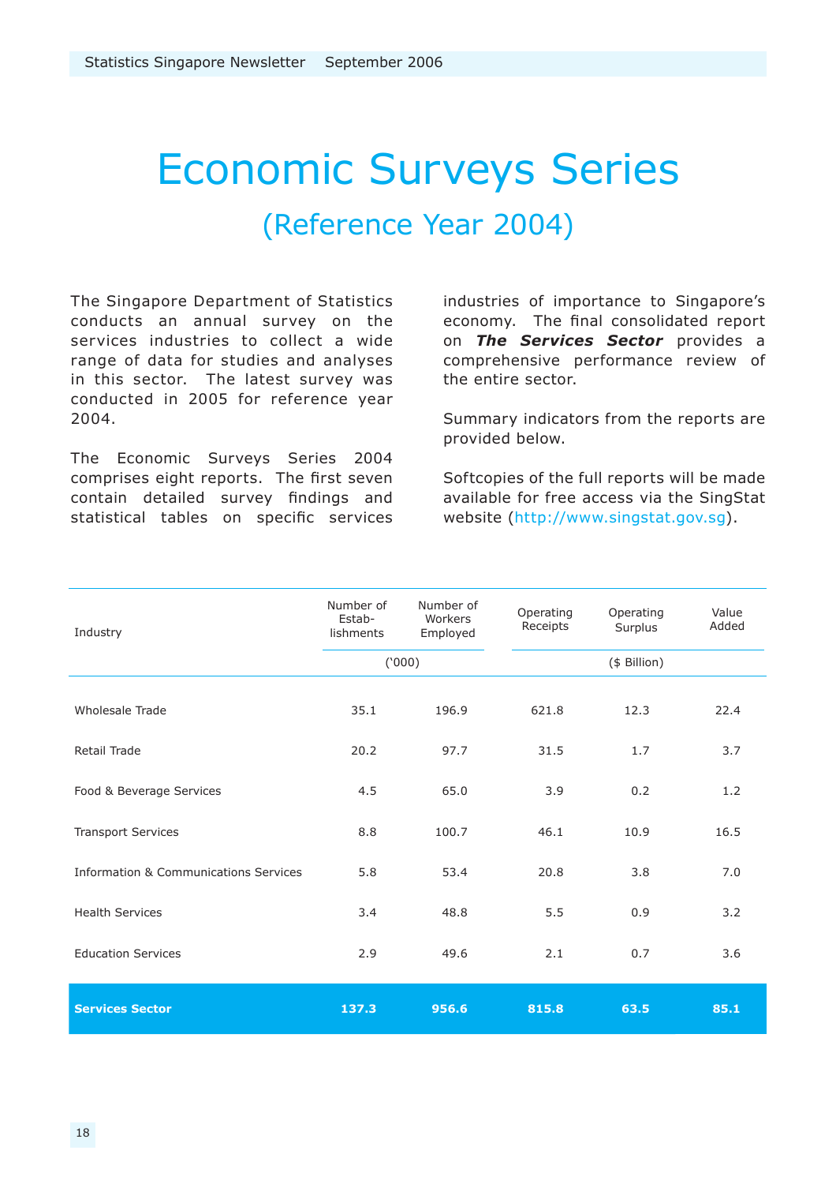# Economic Surveys Series

## (Reference Year 2004)

The Singapore Department of Statistics conducts an annual survey on the services industries to collect a wide range of data for studies and analyses in this sector. The latest survey was conducted in 2005 for reference year 2004.

The Economic Surveys Series 2004 comprises eight reports. The first seven contain detailed survey findings and statistical tables on specific services industries of importance to Singapore's economy. The final consolidated report on ***The Services Sector*** provides a comprehensive performance review of the entire sector.

Summary indicators from the reports are provided below.

Softcopies of the full reports will be made available for free access via the SingStat website (http://www.singstat.gov.sg).

| Industry | Number of Estab-lishments | Number of Workers Employed | Operating Receipts | Operating Surplus | Value Added |
|---|---|---|---|---|---|
| | ('000) | | ($ Billion) | | |
| Wholesale Trade | 35.1 | 196.9 | 621.8 | 12.3 | 22.4 |
| Retail Trade | 20.2 | 97.7 | 31.5 | 1.7 | 3.7 |
| Food & Beverage Services | 4.5 | 65.0 | 3.9 | 0.2 | 1.2 |
| Transport Services | 8.8 | 100.7 | 46.1 | 10.9 | 16.5 |
| Information & Communications Services | 5.8 | 53.4 | 20.8 | 3.8 | 7.0 |
| Health Services | 3.4 | 48.8 | 5.5 | 0.9 | 3.2 |
| Education Services | 2.9 | 49.6 | 2.1 | 0.7 | 3.6 |
| **Services Sector** | **137.3** | **956.6** | **815.8** | **63.5** | **85.1** |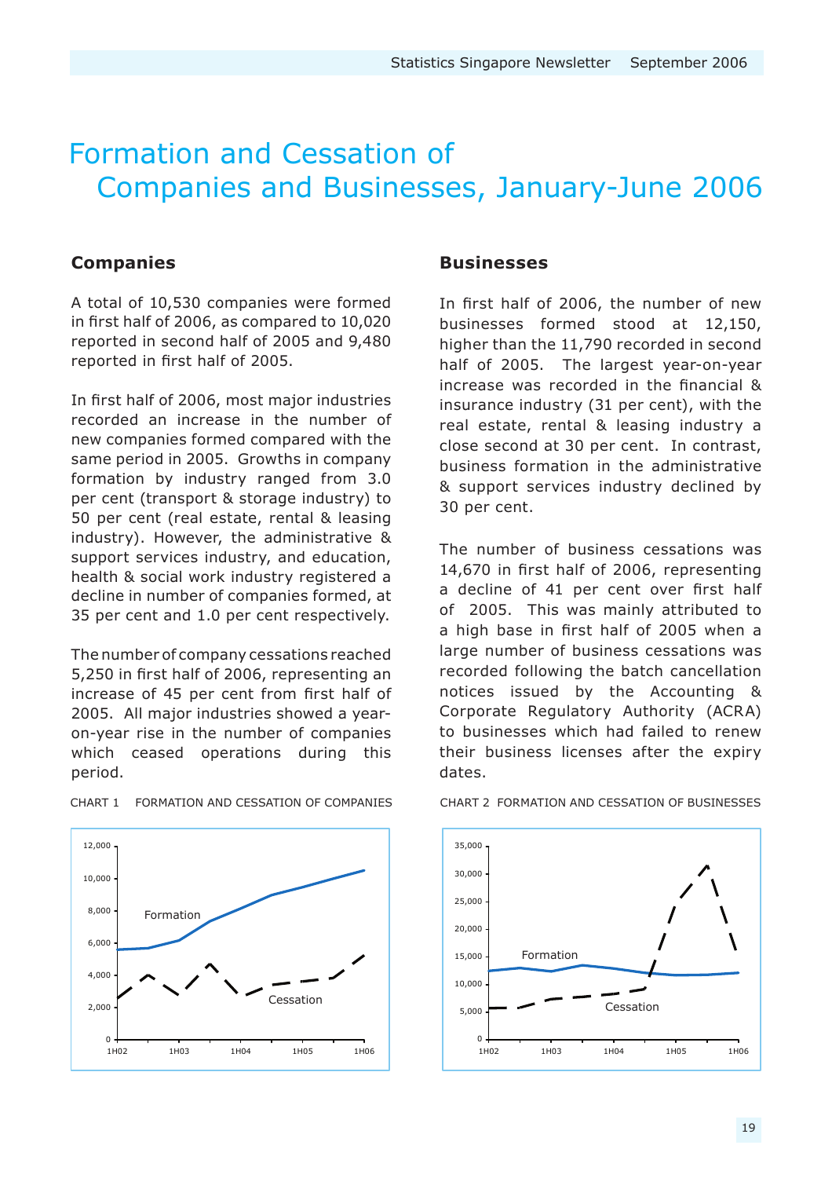# Formation and Cessation of Companies and Businesses, January-June 2006

## Companies

A total of 10,530 companies were formed in first half of 2006, as compared to 10,020 reported in second half of 2005 and 9,480 reported in first half of 2005.

In first half of 2006, most major industries recorded an increase in the number of new companies formed compared with the same period in 2005. Growths in company formation by industry ranged from 3.0 per cent (transport & storage industry) to 50 per cent (real estate, rental & leasing industry). However, the administrative & support services industry, and education, health & social work industry registered a decline in number of companies formed, at 35 per cent and 1.0 per cent respectively.

The number of company cessations reached 5,250 in first half of 2006, representing an increase of 45 per cent from first half of 2005. All major industries showed a year-on-year rise in the number of companies which ceased operations during this period.

CHART 1 FORMATION AND CESSATION OF COMPANIES

## Businesses

In first half of 2006, the number of new businesses formed stood at 12,150, higher than the 11,790 recorded in second half of 2005. The largest year-on-year increase was recorded in the financial & insurance industry (31 per cent), with the real estate, rental & leasing industry a close second at 30 per cent. In contrast, business formation in the administrative & support services industry declined by 30 per cent.

The number of business cessations was 14,670 in first half of 2006, representing a decline of 41 per cent over first half of 2005. This was mainly attributed to a high base in first half of 2005 when a large number of business cessations was recorded following the batch cancellation notices issued by the Accounting & Corporate Regulatory Authority (ACRA) to businesses which had failed to renew their business licenses after the expiry dates.

CHART 2 FORMATION AND CESSATION OF BUSINESSES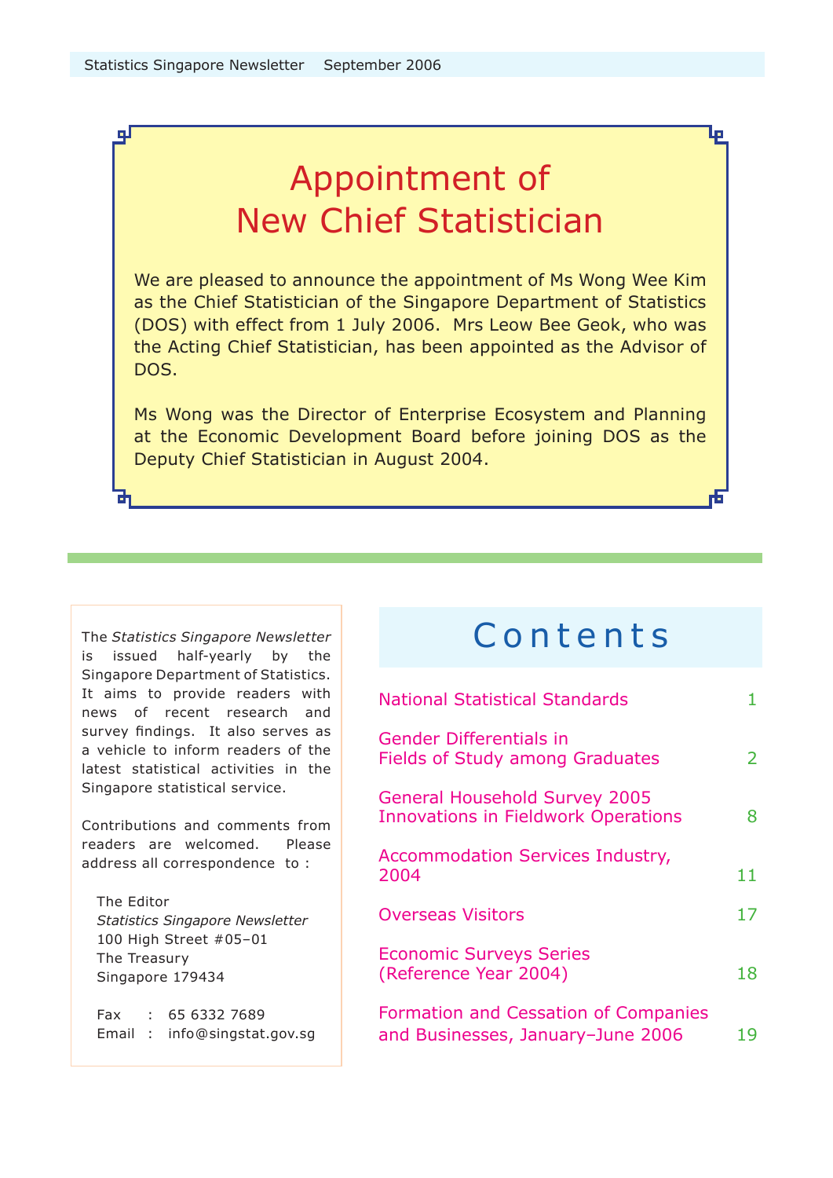# Appointment of New Chief Statistician

We are pleased to announce the appointment of Ms Wong Wee Kim as the Chief Statistician of the Singapore Department of Statistics (DOS) with effect from 1 July 2006. Mrs Leow Bee Geok, who was the Acting Chief Statistician, has been appointed as the Advisor of DOS.

Ms Wong was the Director of Enterprise Ecosystem and Planning at the Economic Development Board before joining DOS as the Deputy Chief Statistician in August 2004.

The *Statistics Singapore Newsletter* is issued half-yearly by the Singapore Department of Statistics. It aims to provide readers with news of recent research and survey findings. It also serves as a vehicle to inform readers of the latest statistical activities in the Singapore statistical service.

Contributions and comments from readers are welcomed. Please address all correspondence to :

The Editor
*Statistics Singapore Newsletter*
100 High Street #05–01
The Treasury
Singapore 179434

Fax : 65 6332 7689
Email : info@singstat.gov.sg

## Contents

| | |
|---|---|
| National Statistical Standards | 1 |
| Gender Differentials in Fields of Study among Graduates | 2 |
| General Household Survey 2005 Innovations in Fieldwork Operations | 8 |
| Accommodation Services Industry, 2004 | 11 |
| Overseas Visitors | 17 |
| Economic Surveys Series (Reference Year 2004) | 18 |
| Formation and Cessation of Companies and Businesses, January–June 2006 | 19 |